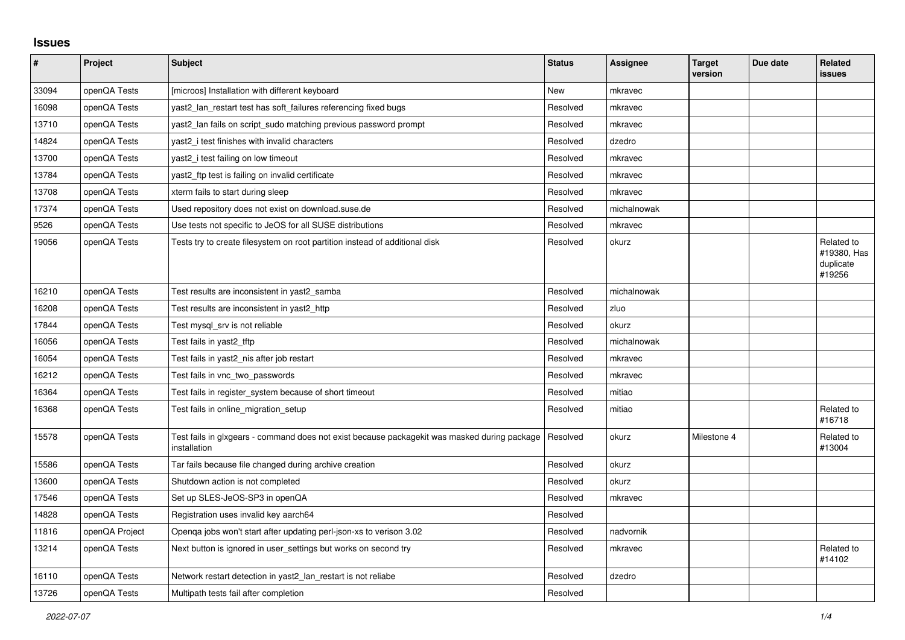## Issues

| # | Project | Subject | Status | Assignee | Target version | Due date | Related issues |
|---|---|---|---|---|---|---|---|
| 33094 | openQA Tests | [microos] Installation with different keyboard | New | mkravec | | | |
| 16098 | openQA Tests | yast2_lan_restart test has soft_failures referencing fixed bugs | Resolved | mkravec | | | |
| 13710 | openQA Tests | yast2_lan fails on script_sudo matching previous password prompt | Resolved | mkravec | | | |
| 14824 | openQA Tests | yast2_i test finishes with invalid characters | Resolved | dzedro | | | |
| 13700 | openQA Tests | yast2_i test failing on low timeout | Resolved | mkravec | | | |
| 13784 | openQA Tests | yast2_ftp test is failing on invalid certificate | Resolved | mkravec | | | |
| 13708 | openQA Tests | xterm fails to start during sleep | Resolved | mkravec | | | |
| 17374 | openQA Tests | Used repository does not exist on download.suse.de | Resolved | michalnowak | | | |
| 9526 | openQA Tests | Use tests not specific to JeOS for all SUSE distributions | Resolved | mkravec | | | |
| 19056 | openQA Tests | Tests try to create filesystem on root partition instead of additional disk | Resolved | okurz | | | Related to #19380, Has duplicate #19256 |
| 16210 | openQA Tests | Test results are inconsistent in yast2_samba | Resolved | michalnowak | | | |
| 16208 | openQA Tests | Test results are inconsistent in yast2_http | Resolved | zluo | | | |
| 17844 | openQA Tests | Test mysql_srv is not reliable | Resolved | okurz | | | |
| 16056 | openQA Tests | Test fails in yast2_tftp | Resolved | michalnowak | | | |
| 16054 | openQA Tests | Test fails in yast2_nis after job restart | Resolved | mkravec | | | |
| 16212 | openQA Tests | Test fails in vnc_two_passwords | Resolved | mkravec | | | |
| 16364 | openQA Tests | Test fails in register_system because of short timeout | Resolved | mitiao | | | |
| 16368 | openQA Tests | Test fails in online_migration_setup | Resolved | mitiao | | | Related to #16718 |
| 15578 | openQA Tests | Test fails in glxgears - command does not exist because packagekit was masked during package installation | Resolved | okurz | Milestone 4 | | Related to #13004 |
| 15586 | openQA Tests | Tar fails because file changed during archive creation | Resolved | okurz | | | |
| 13600 | openQA Tests | Shutdown action is not completed | Resolved | okurz | | | |
| 17546 | openQA Tests | Set up SLES-JeOS-SP3 in openQA | Resolved | mkravec | | | |
| 14828 | openQA Tests | Registration uses invalid key aarch64 | Resolved | | | | |
| 11816 | openQA Project | Openqa jobs won't start after updating perl-json-xs to verison 3.02 | Resolved | nadvornik | | | |
| 13214 | openQA Tests | Next button is ignored in user_settings but works on second try | Resolved | mkravec | | | Related to #14102 |
| 16110 | openQA Tests | Network restart detection in yast2_lan_restart is not reliabe | Resolved | dzedro | | | |
| 13726 | openQA Tests | Multipath tests fail after completion | Resolved | | | | |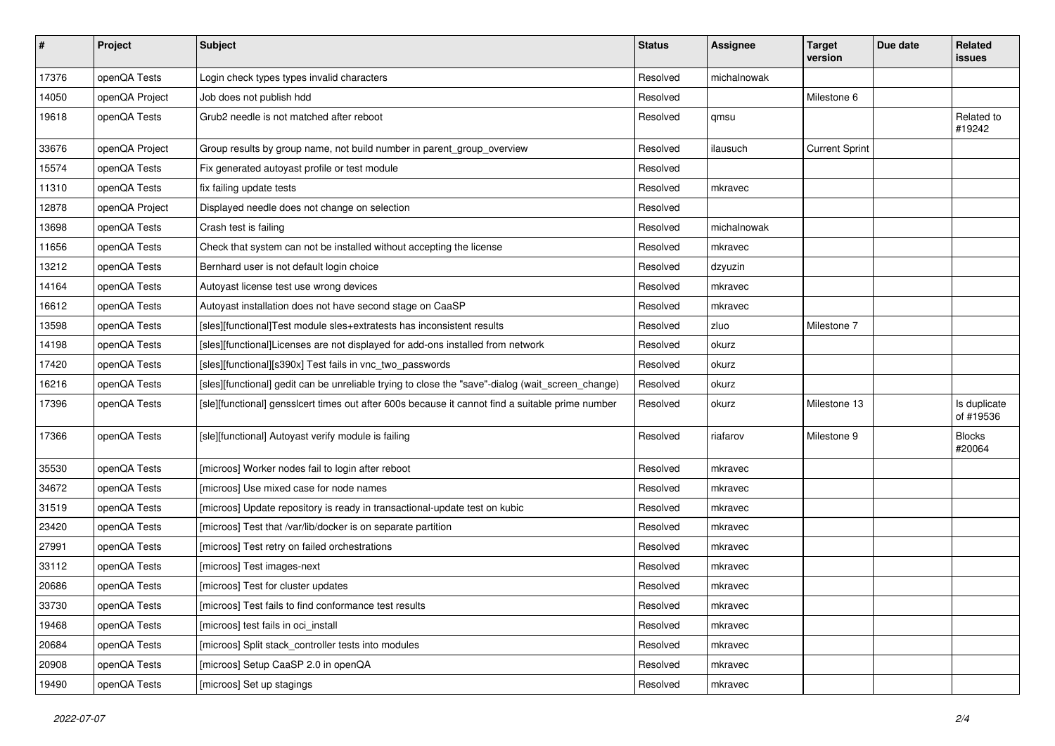| # | Project | Subject | Status | Assignee | Target version | Due date | Related issues |
|---|---|---|---|---|---|---|---|
| 17376 | openQA Tests | Login check types types invalid characters | Resolved | michalnowak | | | |
| 14050 | openQA Project | Job does not publish hdd | Resolved | | Milestone 6 | | |
| 19618 | openQA Tests | Grub2 needle is not matched after reboot | Resolved | qmsu | | | Related to #19242 |
| 33676 | openQA Project | Group results by group name, not build number in parent_group_overview | Resolved | ilausuch | Current Sprint | | |
| 15574 | openQA Tests | Fix generated autoyast profile or test module | Resolved | | | | |
| 11310 | openQA Tests | fix failing update tests | Resolved | mkravec | | | |
| 12878 | openQA Project | Displayed needle does not change on selection | Resolved | | | | |
| 13698 | openQA Tests | Crash test is failing | Resolved | michalnowak | | | |
| 11656 | openQA Tests | Check that system can not be installed without accepting the license | Resolved | mkravec | | | |
| 13212 | openQA Tests | Bernhard user is not default login choice | Resolved | dzyuzin | | | |
| 14164 | openQA Tests | Autoyast license test use wrong devices | Resolved | mkravec | | | |
| 16612 | openQA Tests | Autoyast installation does not have second stage on CaaSP | Resolved | mkravec | | | |
| 13598 | openQA Tests | [sles][functional]Test module sles+extratests has inconsistent results | Resolved | zluo | Milestone 7 | | |
| 14198 | openQA Tests | [sles][functional]Licenses are not displayed for add-ons installed from network | Resolved | okurz | | | |
| 17420 | openQA Tests | [sles][functional][s390x] Test fails in vnc_two_passwords | Resolved | okurz | | | |
| 16216 | openQA Tests | [sles][functional] gedit can be unreliable trying to close the "save"-dialog (wait_screen_change) | Resolved | okurz | | | |
| 17396 | openQA Tests | [sle][functional] gensslcert times out after 600s because it cannot find a suitable prime number | Resolved | okurz | Milestone 13 | | Is duplicate of #19536 |
| 17366 | openQA Tests | [sle][functional] Autoyast verify module is failing | Resolved | riafarov | Milestone 9 | | Blocks #20064 |
| 35530 | openQA Tests | [microos] Worker nodes fail to login after reboot | Resolved | mkravec | | | |
| 34672 | openQA Tests | [microos] Use mixed case for node names | Resolved | mkravec | | | |
| 31519 | openQA Tests | [microos] Update repository is ready in transactional-update test on kubic | Resolved | mkravec | | | |
| 23420 | openQA Tests | [microos] Test that /var/lib/docker is on separate partition | Resolved | mkravec | | | |
| 27991 | openQA Tests | [microos] Test retry on failed orchestrations | Resolved | mkravec | | | |
| 33112 | openQA Tests | [microos] Test images-next | Resolved | mkravec | | | |
| 20686 | openQA Tests | [microos] Test for cluster updates | Resolved | mkravec | | | |
| 33730 | openQA Tests | [microos] Test fails to find conformance test results | Resolved | mkravec | | | |
| 19468 | openQA Tests | [microos] test fails in oci_install | Resolved | mkravec | | | |
| 20684 | openQA Tests | [microos] Split stack_controller tests into modules | Resolved | mkravec | | | |
| 20908 | openQA Tests | [microos] Setup CaaSP 2.0 in openQA | Resolved | mkravec | | | |
| 19490 | openQA Tests | [microos] Set up stagings | Resolved | mkravec | | | |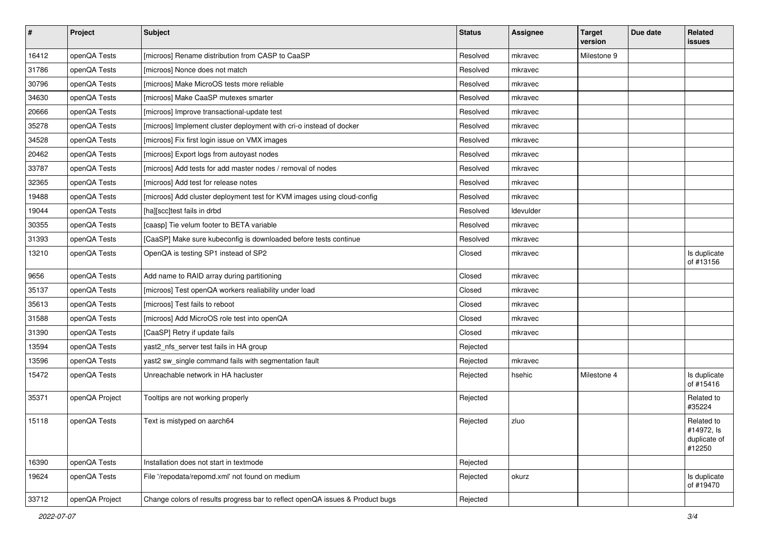| # | Project | Subject | Status | Assignee | Target version | Due date | Related issues |
|---|---|---|---|---|---|---|---|
| 16412 | openQA Tests | [microos] Rename distribution from CASP to CaaSP | Resolved | mkravec | Milestone 9 | | |
| 31786 | openQA Tests | [microos] Nonce does not match | Resolved | mkravec | | | |
| 30796 | openQA Tests | [microos] Make MicroOS tests more reliable | Resolved | mkravec | | | |
| 34630 | openQA Tests | [microos] Make CaaSP mutexes smarter | Resolved | mkravec | | | |
| 20666 | openQA Tests | [microos] Improve transactional-update test | Resolved | mkravec | | | |
| 35278 | openQA Tests | [microos] Implement cluster deployment with cri-o instead of docker | Resolved | mkravec | | | |
| 34528 | openQA Tests | [microos] Fix first login issue on VMX images | Resolved | mkravec | | | |
| 20462 | openQA Tests | [microos] Export logs from autoyast nodes | Resolved | mkravec | | | |
| 33787 | openQA Tests | [microos] Add tests for add master nodes / removal of nodes | Resolved | mkravec | | | |
| 32365 | openQA Tests | [microos] Add test for release notes | Resolved | mkravec | | | |
| 19488 | openQA Tests | [microos] Add cluster deployment test for KVM images using cloud-config | Resolved | mkravec | | | |
| 19044 | openQA Tests | [ha][scc]test fails in drbd | Resolved | ldevulder | | | |
| 30355 | openQA Tests | [caasp] Tie velum footer to BETA variable | Resolved | mkravec | | | |
| 31393 | openQA Tests | [CaaSP] Make sure kubeconfig is downloaded before tests continue | Resolved | mkravec | | | |
| 13210 | openQA Tests | OpenQA is testing SP1 instead of SP2 | Closed | mkravec | | | Is duplicate of #13156 |
| 9656 | openQA Tests | Add name to RAID array during partitioning | Closed | mkravec | | | |
| 35137 | openQA Tests | [microos] Test openQA workers realiability under load | Closed | mkravec | | | |
| 35613 | openQA Tests | [microos] Test fails to reboot | Closed | mkravec | | | |
| 31588 | openQA Tests | [microos] Add MicroOS role test into openQA | Closed | mkravec | | | |
| 31390 | openQA Tests | [CaaSP] Retry if update fails | Closed | mkravec | | | |
| 13594 | openQA Tests | yast2_nfs_server test fails in HA group | Rejected | | | | |
| 13596 | openQA Tests | yast2 sw_single command fails with segmentation fault | Rejected | mkravec | | | |
| 15472 | openQA Tests | Unreachable network in HA hacluster | Rejected | hsehic | Milestone 4 | | Is duplicate of #15416 |
| 35371 | openQA Project | Tooltips are not working properly | Rejected | | | | Related to #35224 |
| 15118 | openQA Tests | Text is mistyped on aarch64 | Rejected | zluo | | | Related to #14972, Is duplicate of #12250 |
| 16390 | openQA Tests | Installation does not start in textmode | Rejected | | | | |
| 19624 | openQA Tests | File '/repodata/repomd.xml' not found on medium | Rejected | okurz | | | Is duplicate of #19470 |
| 33712 | openQA Project | Change colors of results progress bar to reflect openQA issues & Product bugs | Rejected | | | | |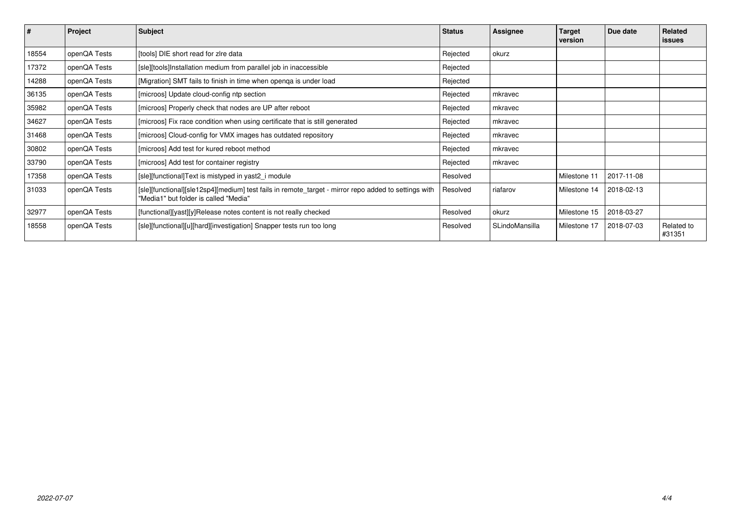| # | Project | Subject | Status | Assignee | Target version | Due date | Related issues |
|---|---|---|---|---|---|---|---|
| 18554 | openQA Tests | [tools] DIE short read for zlre data | Rejected | okurz | | | |
| 17372 | openQA Tests | [sle][tools]Installation medium from parallel job in inaccessible | Rejected | | | | |
| 14288 | openQA Tests | [Migration] SMT fails to finish in time when openqa is under load | Rejected | | | | |
| 36135 | openQA Tests | [microos] Update cloud-config ntp section | Rejected | mkravec | | | |
| 35982 | openQA Tests | [microos] Properly check that nodes are UP after reboot | Rejected | mkravec | | | |
| 34627 | openQA Tests | [microos] Fix race condition when using certificate that is still generated | Rejected | mkravec | | | |
| 31468 | openQA Tests | [microos] Cloud-config for VMX images has outdated repository | Rejected | mkravec | | | |
| 30802 | openQA Tests | [microos] Add test for kured reboot method | Rejected | mkravec | | | |
| 33790 | openQA Tests | [microos] Add test for container registry | Rejected | mkravec | | | |
| 17358 | openQA Tests | [sle][functional]Text is mistyped in yast2_i module | Resolved | | Milestone 11 | 2017-11-08 | |
| 31033 | openQA Tests | [sle][functional][sle12sp4][medium] test fails in remote_target - mirror repo added to settings with "Media1" but folder is called "Media" | Resolved | riafarov | Milestone 14 | 2018-02-13 | |
| 32977 | openQA Tests | [functional][yast][y]Release notes content is not really checked | Resolved | okurz | Milestone 15 | 2018-03-27 | |
| 18558 | openQA Tests | [sle][functional][u][hard][investigation] Snapper tests run too long | Resolved | SLindoMansilla | Milestone 17 | 2018-07-03 | Related to #31351 |